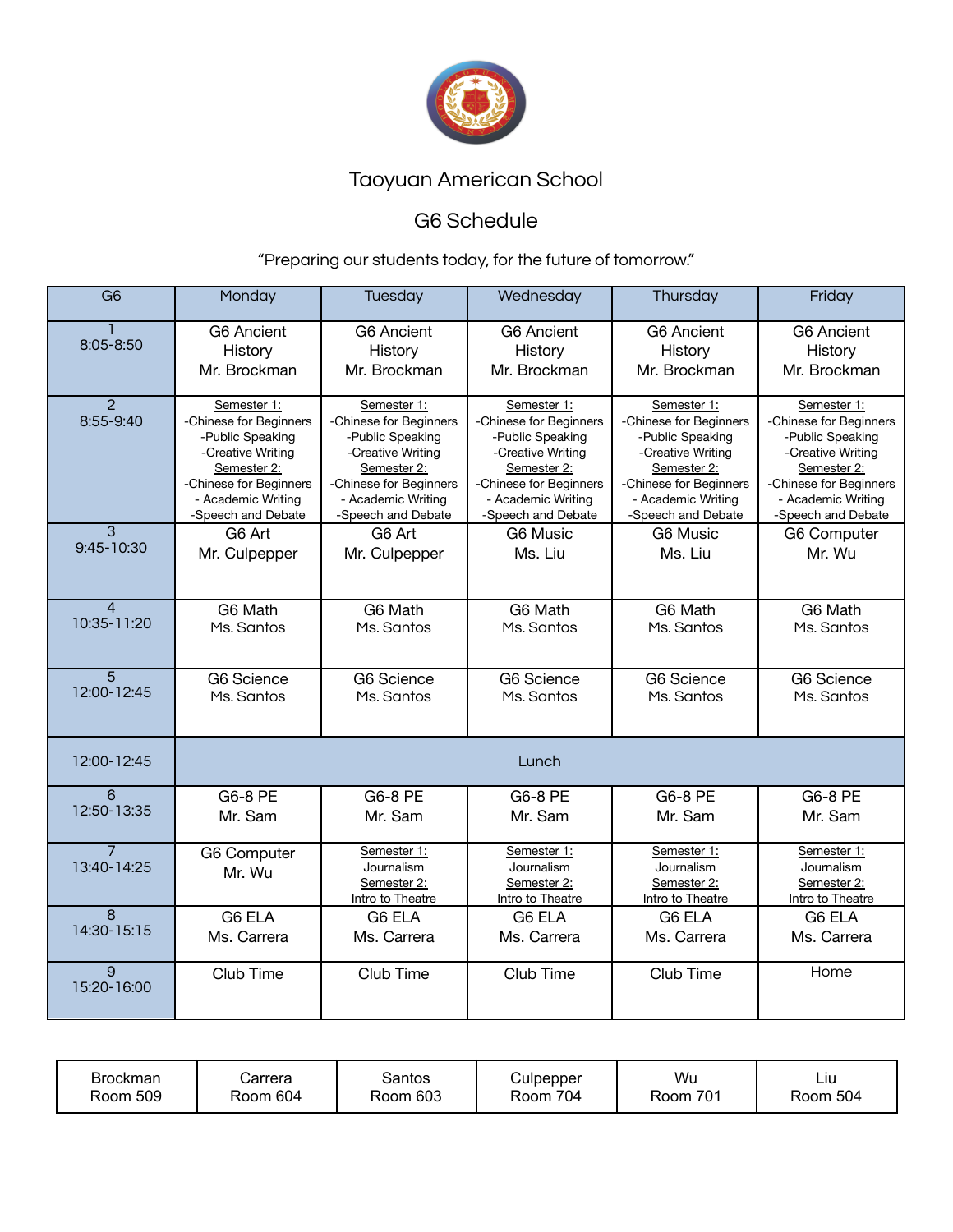# Taoyuan American School

## G6 Schedule

"Preparing our students today, for the future of tomorrow."

| G6 | Monday | Tuesday | Wednesday | Thursday | Friday |
|---|---|---|---|---|---|
| 1<br>8:05-8:50 | G6 Ancient History<br>Mr. Brockman | G6 Ancient History<br>Mr. Brockman | G6 Ancient History<br>Mr. Brockman | G6 Ancient History<br>Mr. Brockman | G6 Ancient History<br>Mr. Brockman |
| 2<br>8:55-9:40 | Semester 1:<br>-Chinese for Beginners<br>-Public Speaking<br>-Creative Writing<br>Semester 2:<br>-Chinese for Beginners<br>- Academic Writing<br>-Speech and Debate | Semester 1:<br>-Chinese for Beginners<br>-Public Speaking<br>-Creative Writing<br>Semester 2:<br>-Chinese for Beginners<br>- Academic Writing<br>-Speech and Debate | Semester 1:<br>-Chinese for Beginners<br>-Public Speaking<br>-Creative Writing<br>Semester 2:<br>-Chinese for Beginners<br>- Academic Writing<br>-Speech and Debate | Semester 1:<br>-Chinese for Beginners<br>-Public Speaking<br>-Creative Writing<br>Semester 2:<br>-Chinese for Beginners<br>- Academic Writing<br>-Speech and Debate | Semester 1:<br>-Chinese for Beginners<br>-Public Speaking<br>-Creative Writing<br>Semester 2:<br>-Chinese for Beginners<br>- Academic Writing<br>-Speech and Debate |
| 3<br>9:45-10:30 | G6 Art<br>Mr. Culpepper | G6 Art<br>Mr. Culpepper | G6 Music<br>Ms. Liu | G6 Music<br>Ms. Liu | G6 Computer<br>Mr. Wu |
| 4<br>10:35-11:20 | G6 Math<br>Ms. Santos | G6 Math<br>Ms. Santos | G6 Math<br>Ms. Santos | G6 Math<br>Ms. Santos | G6 Math<br>Ms. Santos |
| 5<br>12:00-12:45 | G6 Science<br>Ms. Santos | G6 Science<br>Ms. Santos | G6 Science<br>Ms. Santos | G6 Science<br>Ms. Santos | G6 Science<br>Ms. Santos |
| 12:00-12:45 | Lunch | | | | |
| 6<br>12:50-13:35 | G6-8 PE<br>Mr. Sam | G6-8 PE<br>Mr. Sam | G6-8 PE<br>Mr. Sam | G6-8 PE<br>Mr. Sam | G6-8 PE<br>Mr. Sam |
| 7<br>13:40-14:25 | G6 Computer<br>Mr. Wu | Semester 1:<br>Journalism<br>Semester 2:<br>Intro to Theatre | Semester 1:<br>Journalism<br>Semester 2:<br>Intro to Theatre | Semester 1:<br>Journalism<br>Semester 2:<br>Intro to Theatre | Semester 1:<br>Journalism<br>Semester 2:<br>Intro to Theatre |
| 8<br>14:30-15:15 | G6 ELA<br>Ms. Carrera | G6 ELA<br>Ms. Carrera | G6 ELA<br>Ms. Carrera | G6 ELA<br>Ms. Carrera | G6 ELA<br>Ms. Carrera |
| 9<br>15:20-16:00 | Club Time | Club Time | Club Time | Club Time | Home |

| Brockman<br>Room 509 | Carrera<br>Room 604 | Santos<br>Room 603 | Culpepper<br>Room 704 | Wu<br>Room 701 | Liu<br>Room 504 |
|---|---|---|---|---|---|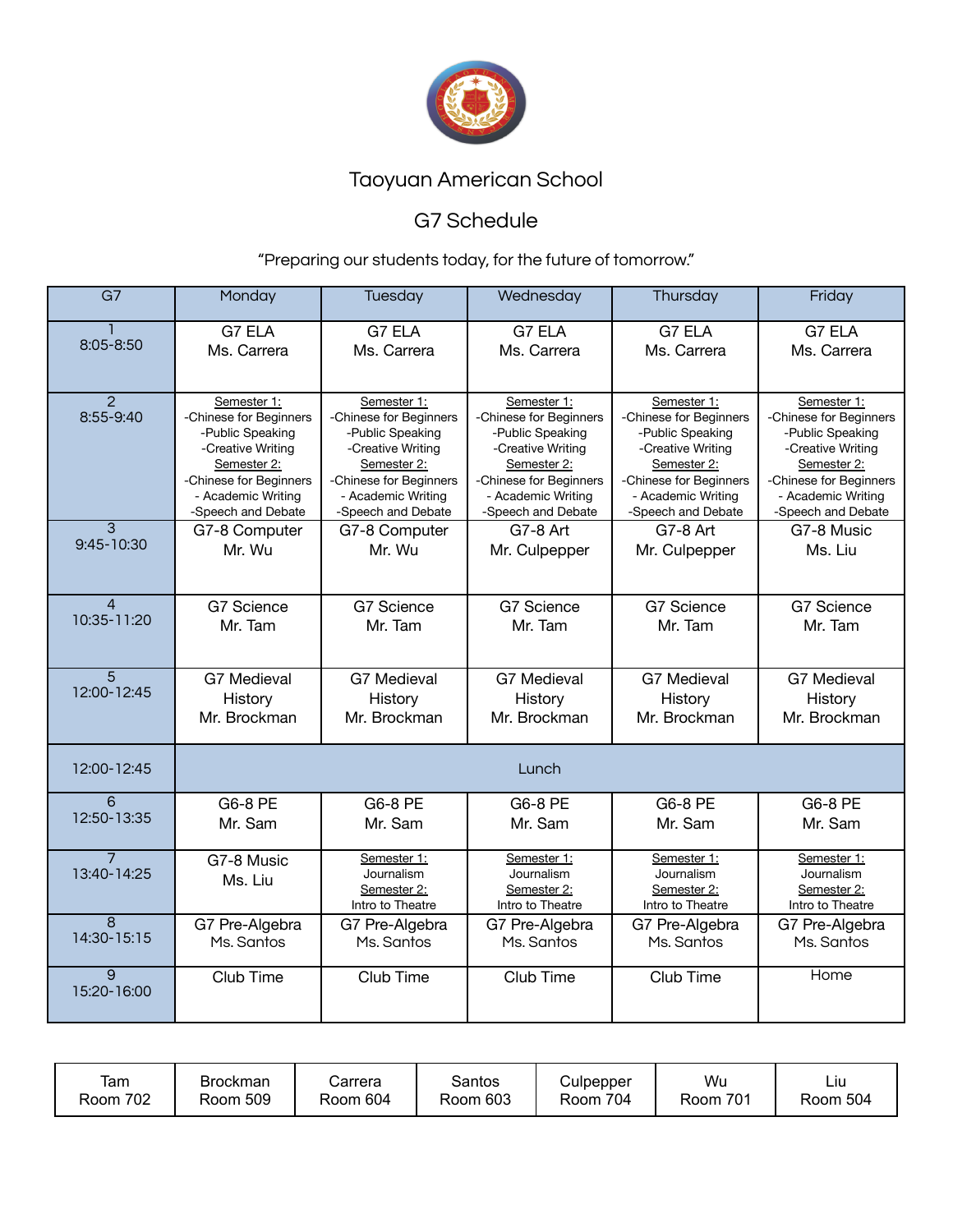# Taoyuan American School

## G7 Schedule

"Preparing our students today, for the future of tomorrow."

| G7 | Monday | Tuesday | Wednesday | Thursday | Friday |
|---|---|---|---|---|---|
| 1<br>8:05-8:50 | G7 ELA<br>Ms. Carrera | G7 ELA<br>Ms. Carrera | G7 ELA<br>Ms. Carrera | G7 ELA<br>Ms. Carrera | G7 ELA<br>Ms. Carrera |
| 2<br>8:55-9:40 | Semester 1:<br>-Chinese for Beginners<br>-Public Speaking<br>-Creative Writing<br>Semester 2:<br>-Chinese for Beginners<br>- Academic Writing<br>-Speech and Debate | Semester 1:<br>-Chinese for Beginners<br>-Public Speaking<br>-Creative Writing<br>Semester 2:<br>-Chinese for Beginners<br>- Academic Writing<br>-Speech and Debate | Semester 1:<br>-Chinese for Beginners<br>-Public Speaking<br>-Creative Writing<br>Semester 2:<br>-Chinese for Beginners<br>- Academic Writing<br>-Speech and Debate | Semester 1:<br>-Chinese for Beginners<br>-Public Speaking<br>-Creative Writing<br>Semester 2:<br>-Chinese for Beginners<br>- Academic Writing<br>-Speech and Debate | Semester 1:<br>-Chinese for Beginners<br>-Public Speaking<br>-Creative Writing<br>Semester 2:<br>-Chinese for Beginners<br>- Academic Writing<br>-Speech and Debate |
| 3<br>9:45-10:30 | G7-8 Computer<br>Mr. Wu | G7-8 Computer<br>Mr. Wu | G7-8 Art<br>Mr. Culpepper | G7-8 Art<br>Mr. Culpepper | G7-8 Music<br>Ms. Liu |
| 4<br>10:35-11:20 | G7 Science<br>Mr. Tam | G7 Science<br>Mr. Tam | G7 Science<br>Mr. Tam | G7 Science<br>Mr. Tam | G7 Science<br>Mr. Tam |
| 5<br>12:00-12:45 | G7 Medieval History<br>Mr. Brockman | G7 Medieval History<br>Mr. Brockman | G7 Medieval History<br>Mr. Brockman | G7 Medieval History<br>Mr. Brockman | G7 Medieval History<br>Mr. Brockman |
| 12:00-12:45 | Lunch | | | | |
| 6<br>12:50-13:35 | G6-8 PE<br>Mr. Sam | G6-8 PE<br>Mr. Sam | G6-8 PE<br>Mr. Sam | G6-8 PE<br>Mr. Sam | G6-8 PE<br>Mr. Sam |
| 7<br>13:40-14:25 | G7-8 Music<br>Ms. Liu | Semester 1:<br>Journalism<br>Semester 2:<br>Intro to Theatre | Semester 1:<br>Journalism<br>Semester 2:<br>Intro to Theatre | Semester 1:<br>Journalism<br>Semester 2:<br>Intro to Theatre | Semester 1:<br>Journalism<br>Semester 2:<br>Intro to Theatre |
| 8<br>14:30-15:15 | G7 Pre-Algebra<br>Ms. Santos | G7 Pre-Algebra<br>Ms. Santos | G7 Pre-Algebra<br>Ms. Santos | G7 Pre-Algebra<br>Ms. Santos | G7 Pre-Algebra<br>Ms. Santos |
| 9<br>15:20-16:00 | Club Time | Club Time | Club Time | Club Time | Home |

| Tam<br>Room 702 | Brockman<br>Room 509 | Carrera<br>Room 604 | Santos<br>Room 603 | Culpepper<br>Room 704 | Wu<br>Room 701 | Liu<br>Room 504 |
|---|---|---|---|---|---|---|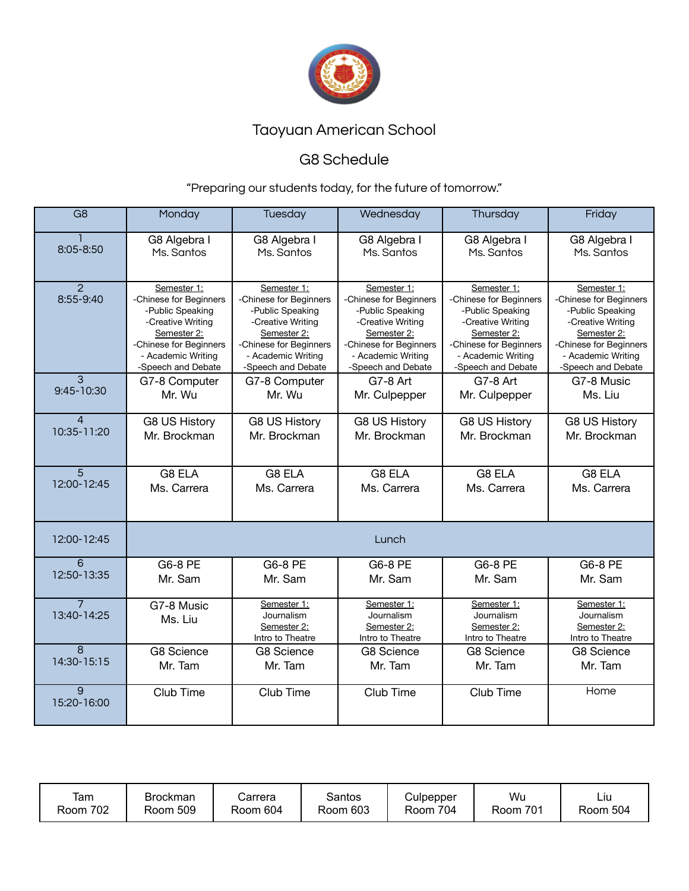Taoyuan American School

G8 Schedule

"Preparing our students today, for the future of tomorrow."

| G8 | Monday | Tuesday | Wednesday | Thursday | Friday |
|---|---|---|---|---|---|
| 1<br>8:05-8:50 | G8 Algebra I<br>Ms. Santos | G8 Algebra I<br>Ms. Santos | G8 Algebra I<br>Ms. Santos | G8 Algebra I<br>Ms. Santos | G8 Algebra I<br>Ms. Santos |
| 2<br>8:55-9:40 | Semester 1:<br>-Chinese for Beginners<br>-Public Speaking<br>-Creative Writing<br>Semester 2:<br>-Chinese for Beginners<br>- Academic Writing<br>-Speech and Debate | Semester 1:<br>-Chinese for Beginners<br>-Public Speaking<br>-Creative Writing<br>Semester 2:<br>-Chinese for Beginners<br>- Academic Writing<br>-Speech and Debate | Semester 1:<br>-Chinese for Beginners<br>-Public Speaking<br>-Creative Writing<br>Semester 2:<br>-Chinese for Beginners<br>- Academic Writing<br>-Speech and Debate | Semester 1:<br>-Chinese for Beginners<br>-Public Speaking<br>-Creative Writing<br>Semester 2:<br>-Chinese for Beginners<br>- Academic Writing<br>-Speech and Debate | Semester 1:<br>-Chinese for Beginners<br>-Public Speaking<br>-Creative Writing<br>Semester 2:<br>-Chinese for Beginners<br>- Academic Writing<br>-Speech and Debate |
| 3<br>9:45-10:30 | G7-8 Computer<br>Mr. Wu | G7-8 Computer<br>Mr. Wu | G7-8 Art<br>Mr. Culpepper | G7-8 Art<br>Mr. Culpepper | G7-8 Music<br>Ms. Liu |
| 4<br>10:35-11:20 | G8 US History<br>Mr. Brockman | G8 US History<br>Mr. Brockman | G8 US History<br>Mr. Brockman | G8 US History<br>Mr. Brockman | G8 US History<br>Mr. Brockman |
| 5<br>12:00-12:45 | G8 ELA<br>Ms. Carrera | G8 ELA<br>Ms. Carrera | G8 ELA<br>Ms. Carrera | G8 ELA<br>Ms. Carrera | G8 ELA<br>Ms. Carrera |
| 12:00-12:45 | Lunch | | | | |
| 6<br>12:50-13:35 | G6-8 PE<br>Mr. Sam | G6-8 PE<br>Mr. Sam | G6-8 PE<br>Mr. Sam | G6-8 PE<br>Mr. Sam | G6-8 PE<br>Mr. Sam |
| 7<br>13:40-14:25 | G7-8 Music<br>Ms. Liu | Semester 1:<br>Journalism<br>Semester 2:<br>Intro to Theatre | Semester 1:<br>Journalism<br>Semester 2:<br>Intro to Theatre | Semester 1:<br>Journalism<br>Semester 2:<br>Intro to Theatre | Semester 1:<br>Journalism<br>Semester 2:<br>Intro to Theatre |
| 8<br>14:30-15:15 | G8 Science<br>Mr. Tam | G8 Science<br>Mr. Tam | G8 Science<br>Mr. Tam | G8 Science<br>Mr. Tam | G8 Science<br>Mr. Tam |
| 9<br>15:20-16:00 | Club Time | Club Time | Club Time | Club Time | Home |

| Tam | Brockman | Carrera | Santos | Culpepper | Wu | Liu |
|---|---|---|---|---|---|---|
| Room 702 | Room 509 | Room 604 | Room 603 | Room 704 | Room 701 | Room 504 |